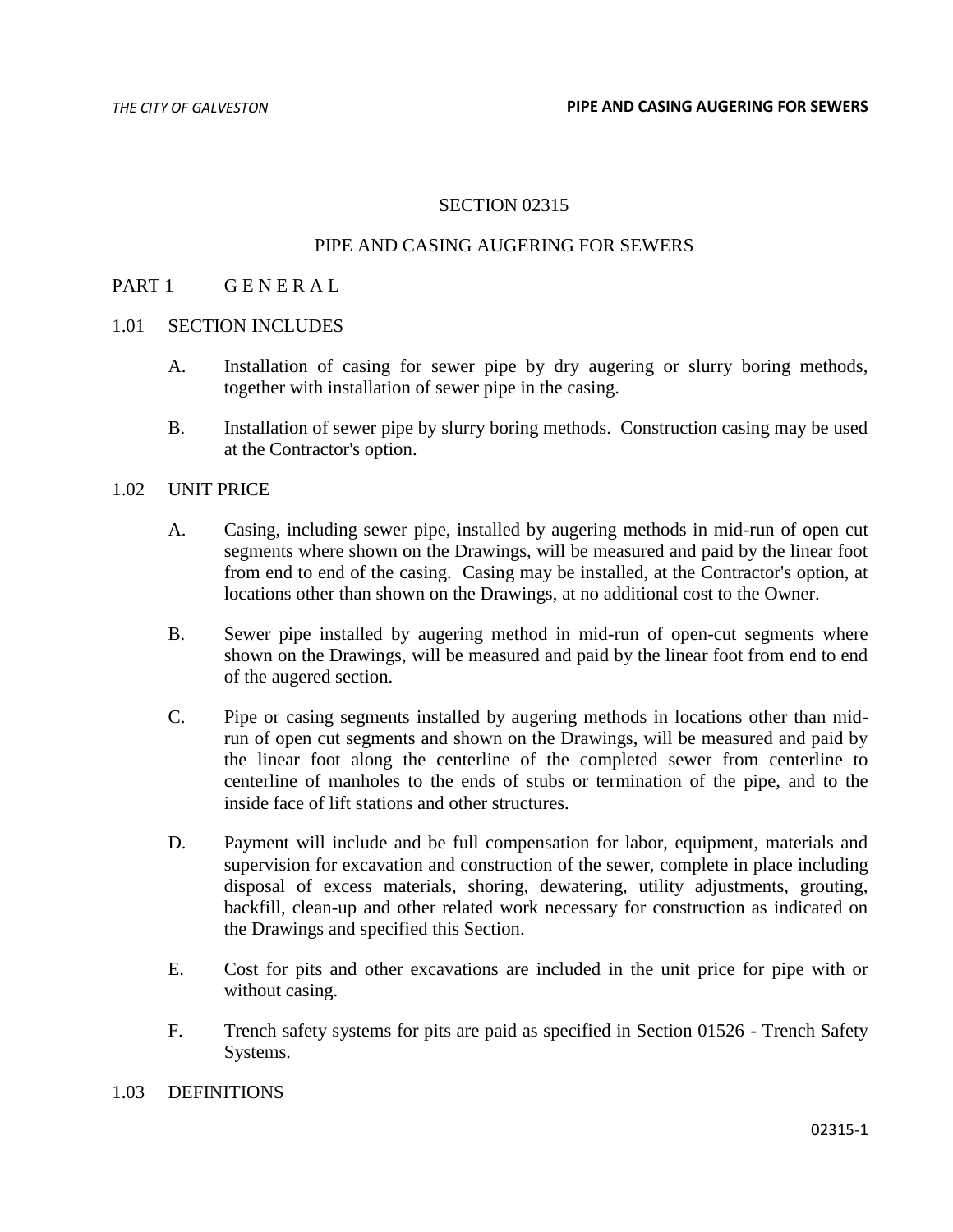# SECTION 02315

## PIPE AND CASING AUGERING FOR SEWERS

## PART 1 G E N E R A L

### 1.01 SECTION INCLUDES

A. Installation of casing for sewer pipe by dry augering or slurry boring methods, together with installation of sewer pipe in the casing.

B. Installation of sewer pipe by slurry boring methods. Construction casing may be used at the Contractor's option.

### 1.02 UNIT PRICE

A. Casing, including sewer pipe, installed by augering methods in mid-run of open cut segments where shown on the Drawings, will be measured and paid by the linear foot from end to end of the casing. Casing may be installed, at the Contractor's option, at locations other than shown on the Drawings, at no additional cost to the Owner.

B. Sewer pipe installed by augering method in mid-run of open-cut segments where shown on the Drawings, will be measured and paid by the linear foot from end to end of the augered section.

C. Pipe or casing segments installed by augering methods in locations other than mid-run of open cut segments and shown on the Drawings, will be measured and paid by the linear foot along the centerline of the completed sewer from centerline to centerline of manholes to the ends of stubs or termination of the pipe, and to the inside face of lift stations and other structures.

D. Payment will include and be full compensation for labor, equipment, materials and supervision for excavation and construction of the sewer, complete in place including disposal of excess materials, shoring, dewatering, utility adjustments, grouting, backfill, clean-up and other related work necessary for construction as indicated on the Drawings and specified this Section.

E. Cost for pits and other excavations are included in the unit price for pipe with or without casing.

F. Trench safety systems for pits are paid as specified in Section 01526 - Trench Safety Systems.

### 1.03 DEFINITIONS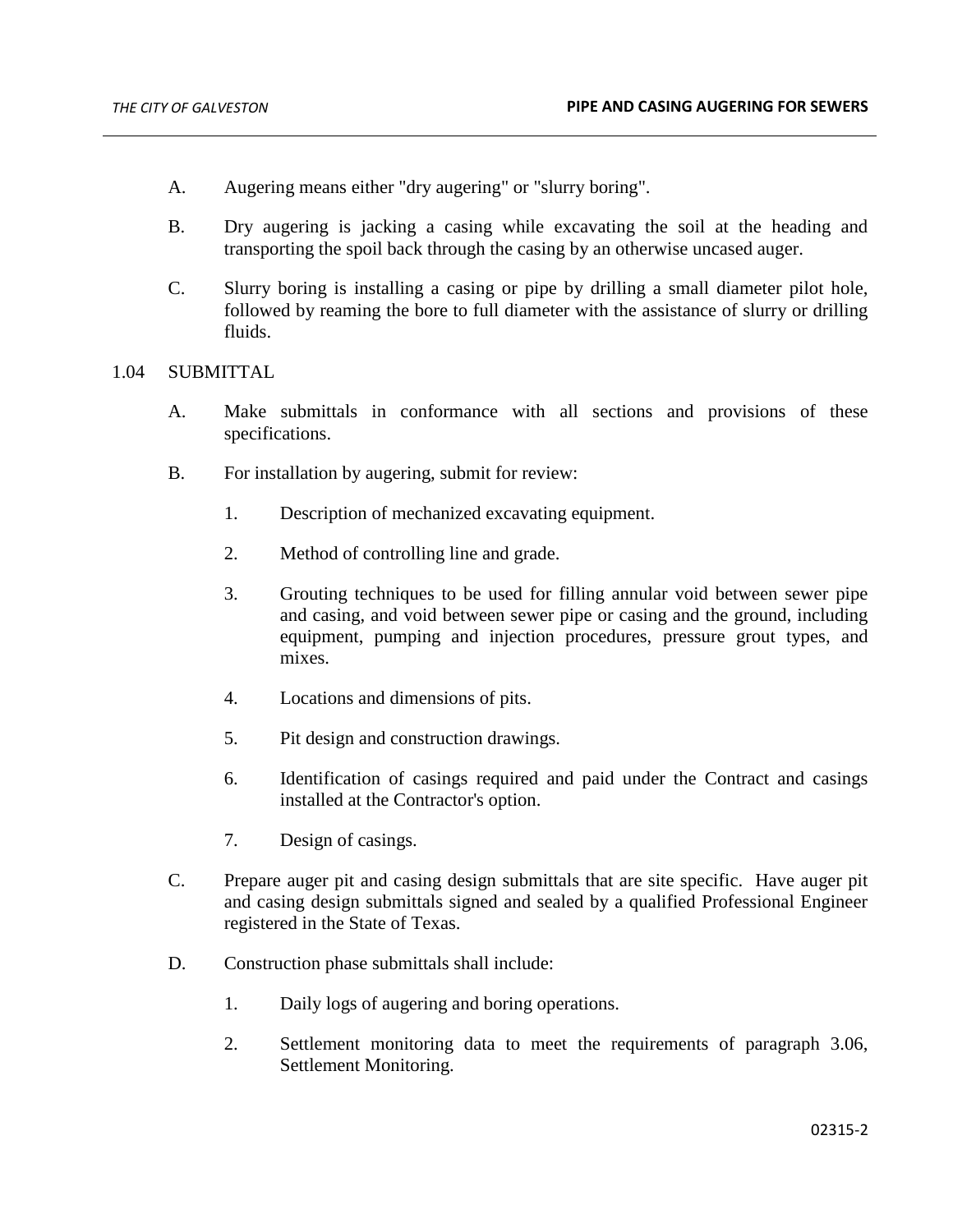A. Augering means either "dry augering" or "slurry boring".

B. Dry augering is jacking a casing while excavating the soil at the heading and transporting the spoil back through the casing by an otherwise uncased auger.

C. Slurry boring is installing a casing or pipe by drilling a small diameter pilot hole, followed by reaming the bore to full diameter with the assistance of slurry or drilling fluids.

## 1.04 SUBMITTAL

A. Make submittals in conformance with all sections and provisions of these specifications.

B. For installation by augering, submit for review:

1. Description of mechanized excavating equipment.

2. Method of controlling line and grade.

3. Grouting techniques to be used for filling annular void between sewer pipe and casing, and void between sewer pipe or casing and the ground, including equipment, pumping and injection procedures, pressure grout types, and mixes.

4. Locations and dimensions of pits.

5. Pit design and construction drawings.

6. Identification of casings required and paid under the Contract and casings installed at the Contractor's option.

7. Design of casings.

C. Prepare auger pit and casing design submittals that are site specific. Have auger pit and casing design submittals signed and sealed by a qualified Professional Engineer registered in the State of Texas.

D. Construction phase submittals shall include:

1. Daily logs of augering and boring operations.

2. Settlement monitoring data to meet the requirements of paragraph 3.06, Settlement Monitoring.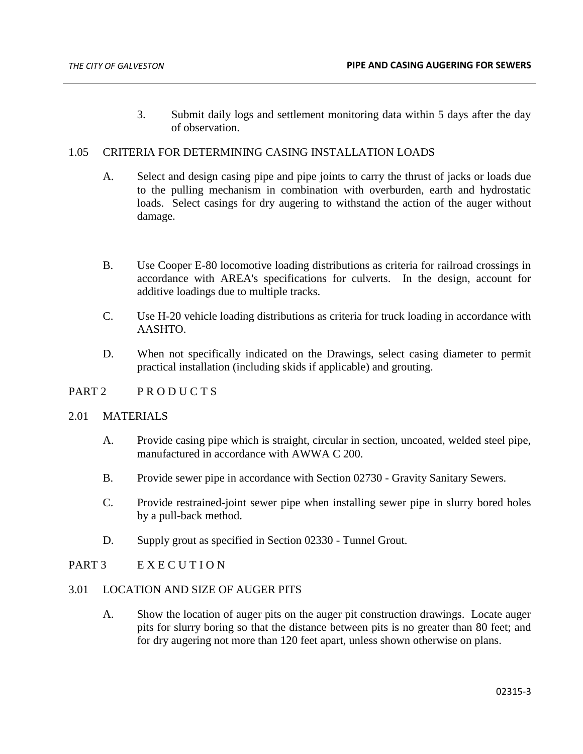3. Submit daily logs and settlement monitoring data within 5 days after the day of observation.

## 1.05 CRITERIA FOR DETERMINING CASING INSTALLATION LOADS

A. Select and design casing pipe and pipe joints to carry the thrust of jacks or loads due to the pulling mechanism in combination with overburden, earth and hydrostatic loads. Select casings for dry augering to withstand the action of the auger without damage.

B. Use Cooper E-80 locomotive loading distributions as criteria for railroad crossings in accordance with AREA's specifications for culverts. In the design, account for additive loadings due to multiple tracks.

C. Use H-20 vehicle loading distributions as criteria for truck loading in accordance with AASHTO.

D. When not specifically indicated on the Drawings, select casing diameter to permit practical installation (including skids if applicable) and grouting.

# PART 2 P R O D U C T S

## 2.01 MATERIALS

A. Provide casing pipe which is straight, circular in section, uncoated, welded steel pipe, manufactured in accordance with AWWA C 200.

B. Provide sewer pipe in accordance with Section 02730 - Gravity Sanitary Sewers.

C. Provide restrained-joint sewer pipe when installing sewer pipe in slurry bored holes by a pull-back method.

D. Supply grout as specified in Section 02330 - Tunnel Grout.

# PART 3 E X E C U T I O N

## 3.01 LOCATION AND SIZE OF AUGER PITS

A. Show the location of auger pits on the auger pit construction drawings. Locate auger pits for slurry boring so that the distance between pits is no greater than 80 feet; and for dry augering not more than 120 feet apart, unless shown otherwise on plans.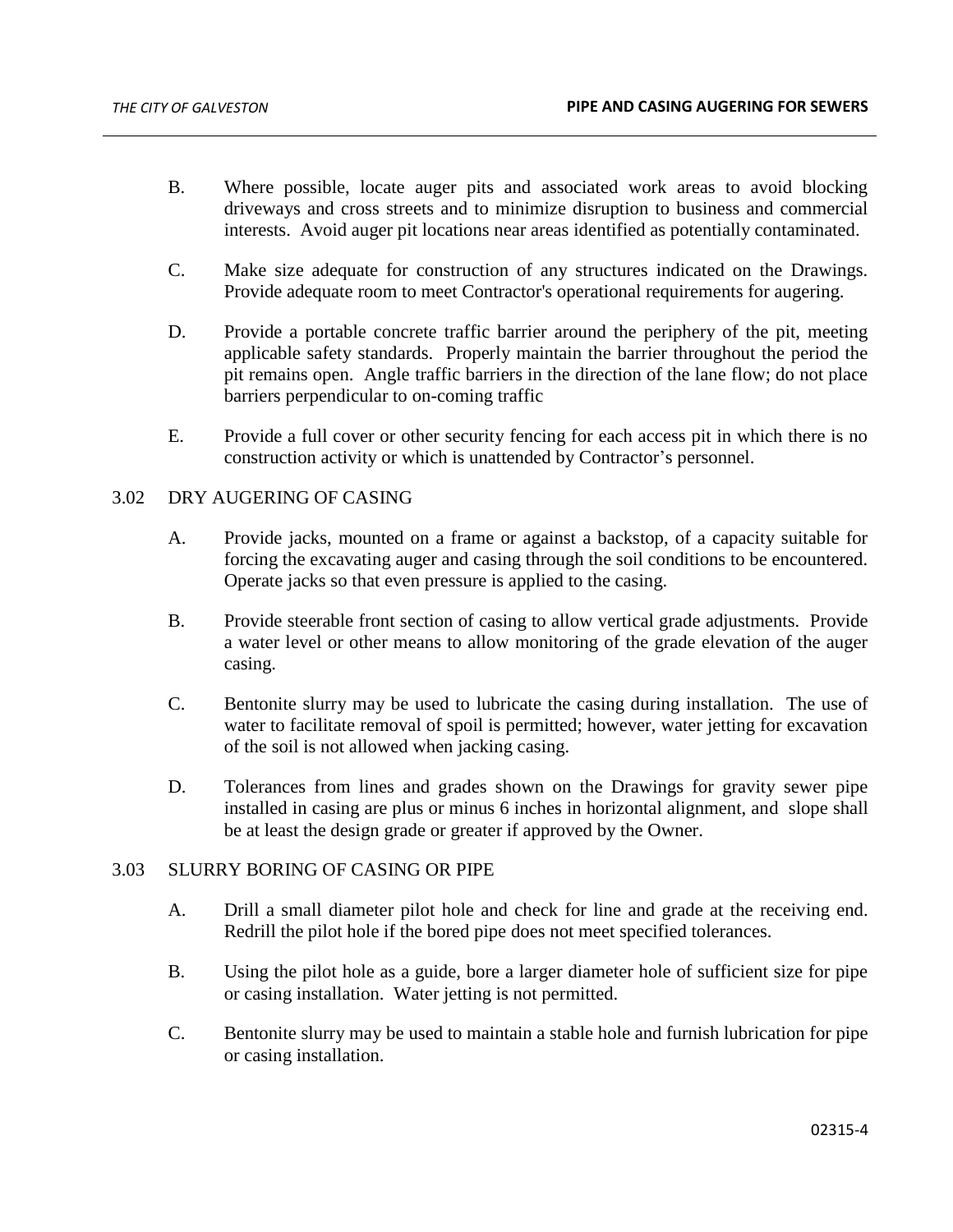B. Where possible, locate auger pits and associated work areas to avoid blocking driveways and cross streets and to minimize disruption to business and commercial interests. Avoid auger pit locations near areas identified as potentially contaminated.

C. Make size adequate for construction of any structures indicated on the Drawings. Provide adequate room to meet Contractor's operational requirements for augering.

D. Provide a portable concrete traffic barrier around the periphery of the pit, meeting applicable safety standards. Properly maintain the barrier throughout the period the pit remains open. Angle traffic barriers in the direction of the lane flow; do not place barriers perpendicular to on-coming traffic

E. Provide a full cover or other security fencing for each access pit in which there is no construction activity or which is unattended by Contractor's personnel.

## 3.02 DRY AUGERING OF CASING

A. Provide jacks, mounted on a frame or against a backstop, of a capacity suitable for forcing the excavating auger and casing through the soil conditions to be encountered. Operate jacks so that even pressure is applied to the casing.

B. Provide steerable front section of casing to allow vertical grade adjustments. Provide a water level or other means to allow monitoring of the grade elevation of the auger casing.

C. Bentonite slurry may be used to lubricate the casing during installation. The use of water to facilitate removal of spoil is permitted; however, water jetting for excavation of the soil is not allowed when jacking casing.

D. Tolerances from lines and grades shown on the Drawings for gravity sewer pipe installed in casing are plus or minus 6 inches in horizontal alignment, and slope shall be at least the design grade or greater if approved by the Owner.

## 3.03 SLURRY BORING OF CASING OR PIPE

A. Drill a small diameter pilot hole and check for line and grade at the receiving end. Redrill the pilot hole if the bored pipe does not meet specified tolerances.

B. Using the pilot hole as a guide, bore a larger diameter hole of sufficient size for pipe or casing installation. Water jetting is not permitted.

C. Bentonite slurry may be used to maintain a stable hole and furnish lubrication for pipe or casing installation.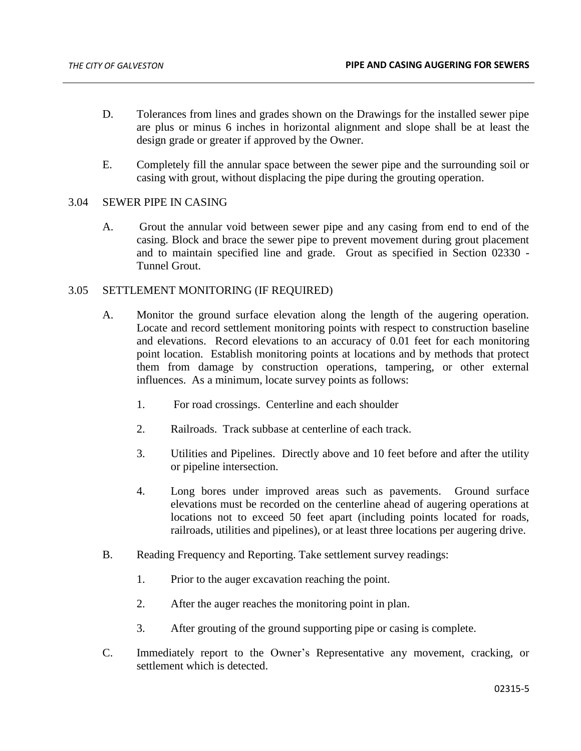D. Tolerances from lines and grades shown on the Drawings for the installed sewer pipe are plus or minus 6 inches in horizontal alignment and slope shall be at least the design grade or greater if approved by the Owner.

E. Completely fill the annular space between the sewer pipe and the surrounding soil or casing with grout, without displacing the pipe during the grouting operation.

## 3.04 SEWER PIPE IN CASING

A. Grout the annular void between sewer pipe and any casing from end to end of the casing. Block and brace the sewer pipe to prevent movement during grout placement and to maintain specified line and grade. Grout as specified in Section 02330 - Tunnel Grout.

## 3.05 SETTLEMENT MONITORING (IF REQUIRED)

A. Monitor the ground surface elevation along the length of the augering operation. Locate and record settlement monitoring points with respect to construction baseline and elevations. Record elevations to an accuracy of 0.01 feet for each monitoring point location. Establish monitoring points at locations and by methods that protect them from damage by construction operations, tampering, or other external influences. As a minimum, locate survey points as follows:

   1. For road crossings. Centerline and each shoulder

   2. Railroads. Track subbase at centerline of each track.

   3. Utilities and Pipelines. Directly above and 10 feet before and after the utility or pipeline intersection.

   4. Long bores under improved areas such as pavements. Ground surface elevations must be recorded on the centerline ahead of augering operations at locations not to exceed 50 feet apart (including points located for roads, railroads, utilities and pipelines), or at least three locations per augering drive.

B. Reading Frequency and Reporting. Take settlement survey readings:

   1. Prior to the auger excavation reaching the point.

   2. After the auger reaches the monitoring point in plan.

   3. After grouting of the ground supporting pipe or casing is complete.

C. Immediately report to the Owner's Representative any movement, cracking, or settlement which is detected.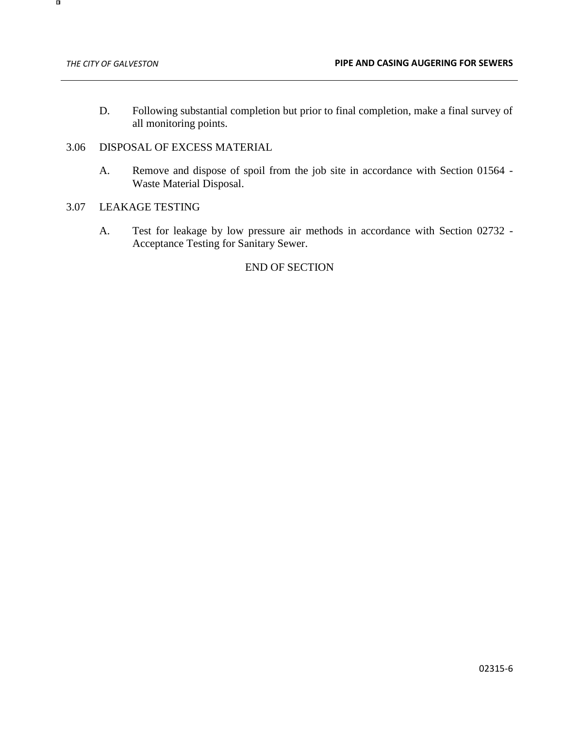D. Following substantial completion but prior to final completion, make a final survey of all monitoring points.

## 3.06 DISPOSAL OF EXCESS MATERIAL

A. Remove and dispose of spoil from the job site in accordance with Section 01564 - Waste Material Disposal.

## 3.07 LEAKAGE TESTING

A. Test for leakage by low pressure air methods in accordance with Section 02732 - Acceptance Testing for Sanitary Sewer.

END OF SECTION